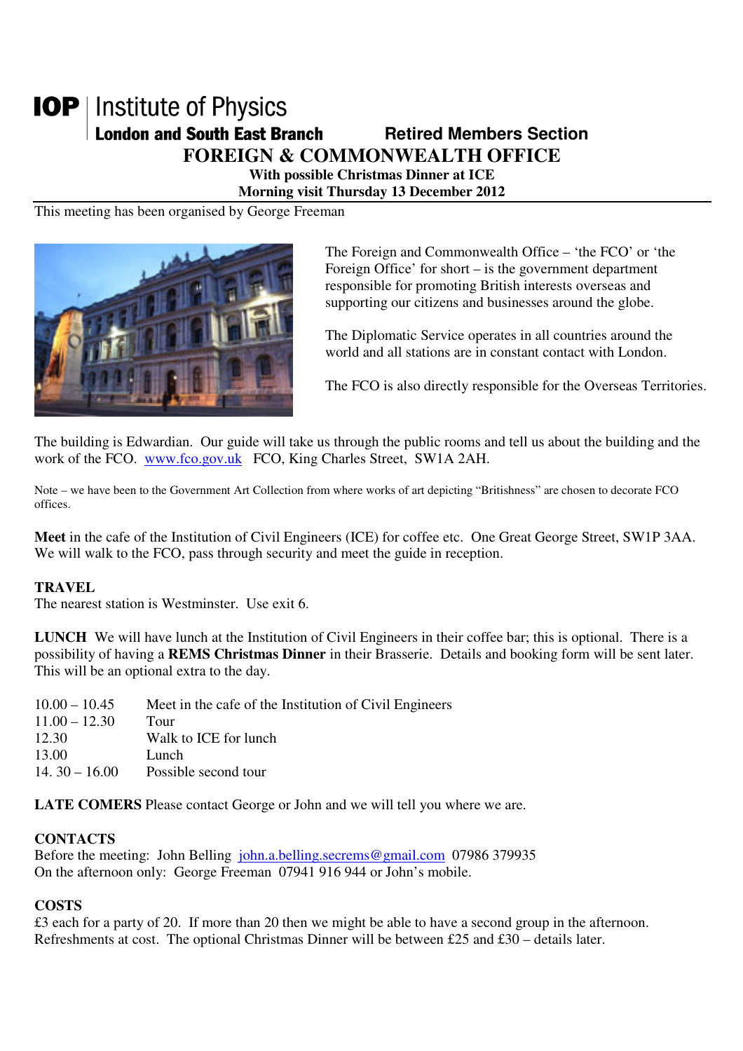**IOP** | Institute of Physics
**London and South East Branch** **Retired Members Section**

# FOREIGN & COMMONWEALTH OFFICE

**With possible Christmas Dinner at ICE**
**Morning visit Thursday 13 December 2012**

This meeting has been organised by George Freeman

The Foreign and Commonwealth Office – 'the FCO' or 'the Foreign Office' for short – is the government department responsible for promoting British interests overseas and supporting our citizens and businesses around the globe.

The Diplomatic Service operates in all countries around the world and all stations are in constant contact with London.

The FCO is also directly responsible for the Overseas Territories.

The building is Edwardian. Our guide will take us through the public rooms and tell us about the building and the work of the FCO. [www.fco.gov.uk](http://www.fco.gov.uk) FCO, King Charles Street, SW1A 2AH.

Note – we have been to the Government Art Collection from where works of art depicting "Britishness" are chosen to decorate FCO offices.

**Meet** in the cafe of the Institution of Civil Engineers (ICE) for coffee etc. One Great George Street, SW1P 3AA. We will walk to the FCO, pass through security and meet the guide in reception.

**TRAVEL**
The nearest station is Westminster. Use exit 6.

**LUNCH** We will have lunch at the Institution of Civil Engineers in their coffee bar; this is optional. There is a possibility of having a **REMS Christmas Dinner** in their Brasserie. Details and booking form will be sent later. This will be an optional extra to the day.

| | |
|---|---|
| 10.00 – 10.45 | Meet in the cafe of the Institution of Civil Engineers |
| 11.00 – 12.30 | Tour |
| 12.30 | Walk to ICE for lunch |
| 13.00 | Lunch |
| 14. 30 – 16.00 | Possible second tour |

**LATE COMERS** Please contact George or John and we will tell you where we are.

**CONTACTS**
Before the meeting: John Belling [john.a.belling.secrems@gmail.com](mailto:john.a.belling.secrems@gmail.com) 07986 379935
On the afternoon only: George Freeman 07941 916 944 or John's mobile.

**COSTS**
£3 each for a party of 20. If more than 20 then we might be able to have a second group in the afternoon. Refreshments at cost. The optional Christmas Dinner will be between £25 and £30 – details later.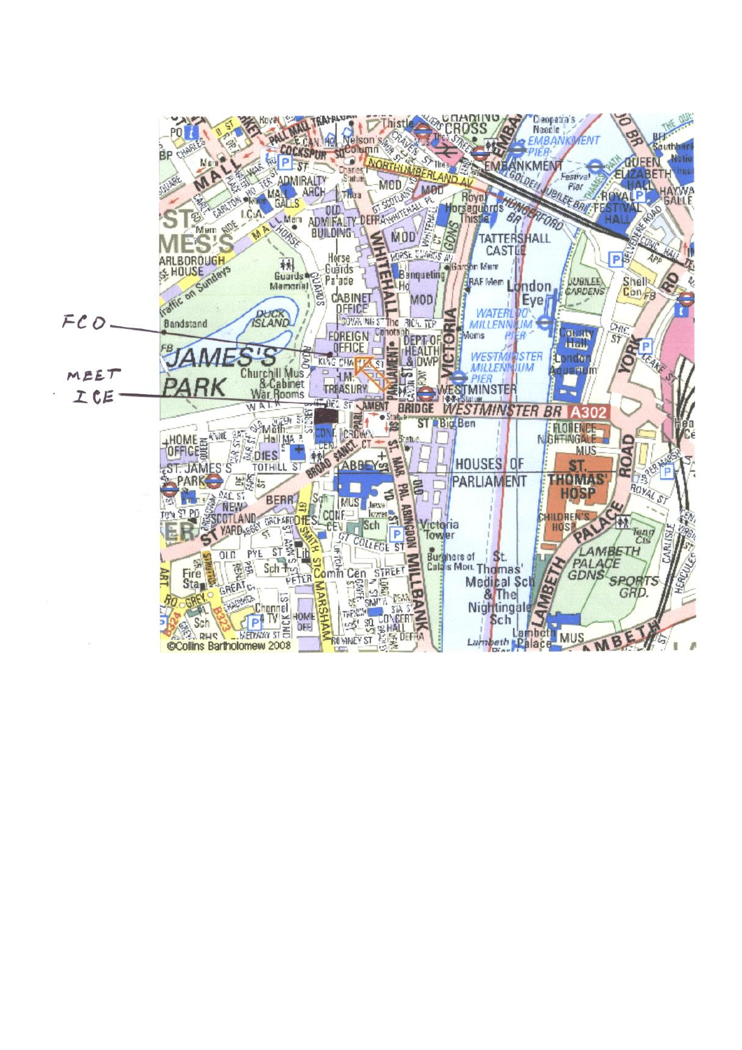FCO

MEET ICE

©Collins Bartholomew 2008